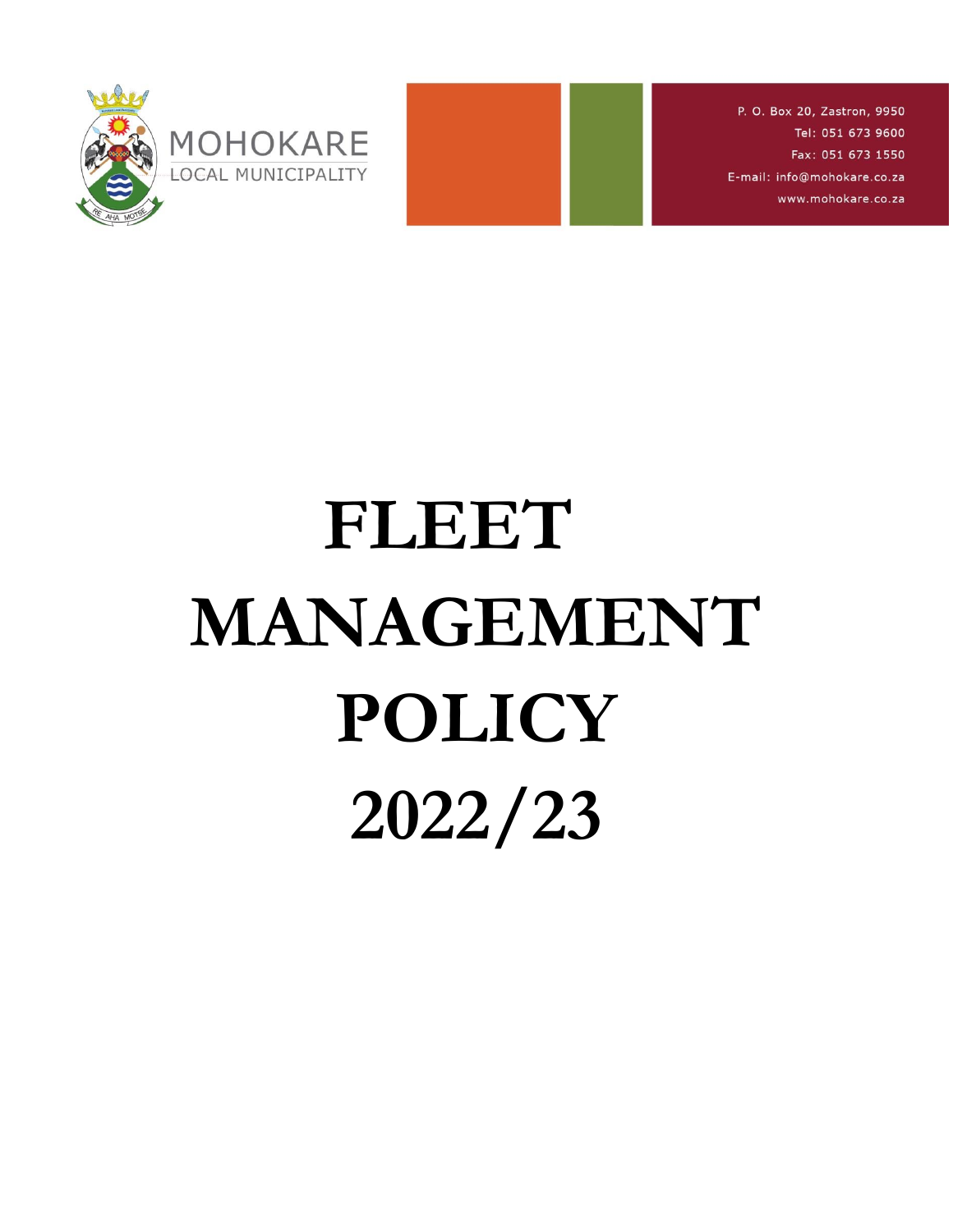MOHOKARE
LOCAL MUNICIPALITY

P. O. Box 20, Zastron, 9950
Tel: 051 673 9600
Fax: 051 673 1550
E-mail: info@mohokare.co.za
www.mohokare.co.za

# FLEET MANAGEMENT POLICY 2022/23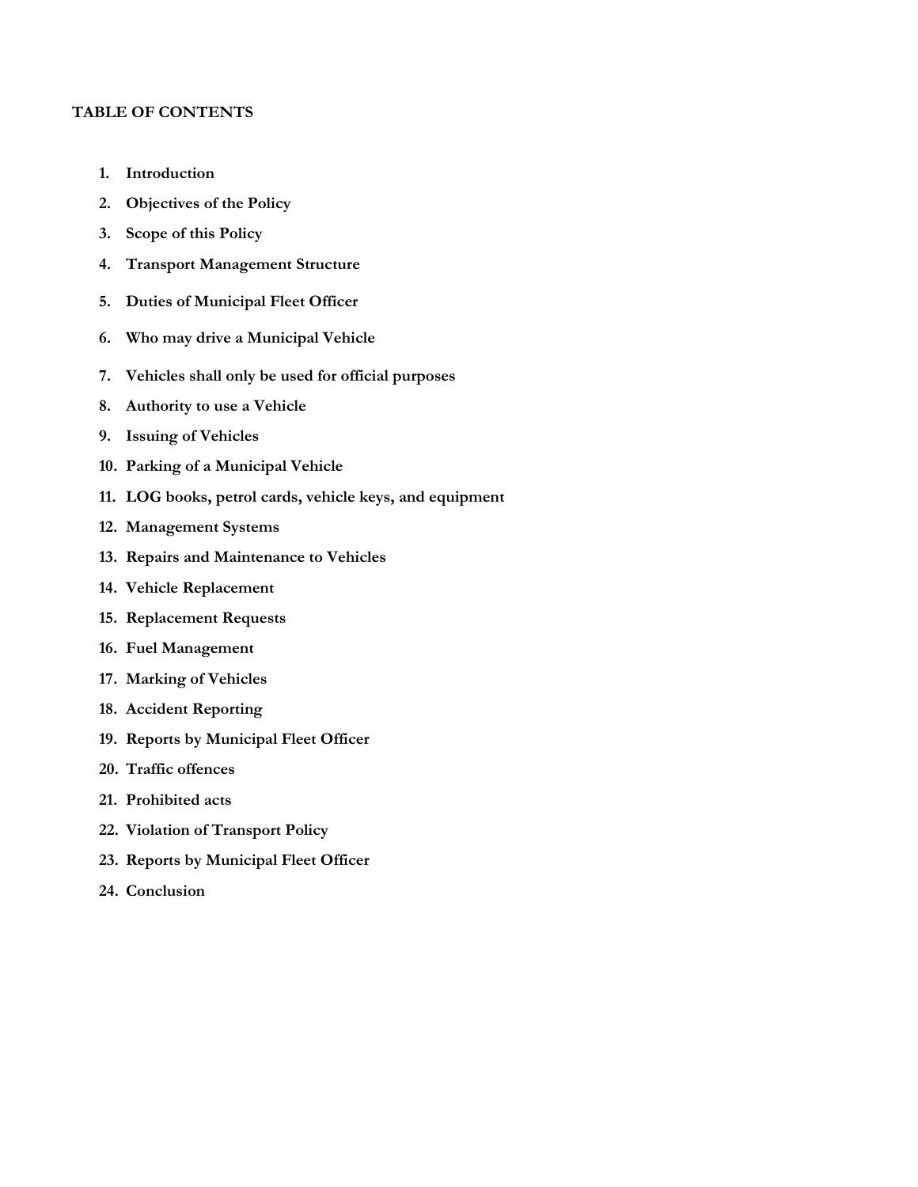**TABLE OF CONTENTS**

1. **Introduction**
2. **Objectives of the Policy**
3. **Scope of this Policy**
4. **Transport Management Structure**
5. **Duties of Municipal Fleet Officer**
6. **Who may drive a Municipal Vehicle**
7. **Vehicles shall only be used for official purposes**
8. **Authority to use a Vehicle**
9. **Issuing of Vehicles**
10. **Parking of a Municipal Vehicle**
11. **LOG books, petrol cards, vehicle keys, and equipment**
12. **Management Systems**
13. **Repairs and Maintenance to Vehicles**
14. **Vehicle Replacement**
15. **Replacement Requests**
16. **Fuel Management**
17. **Marking of Vehicles**
18. **Accident Reporting**
19. **Reports by Municipal Fleet Officer**
20. **Traffic offences**
21. **Prohibited acts**
22. **Violation of Transport Policy**
23. **Reports by Municipal Fleet Officer**
24. **Conclusion**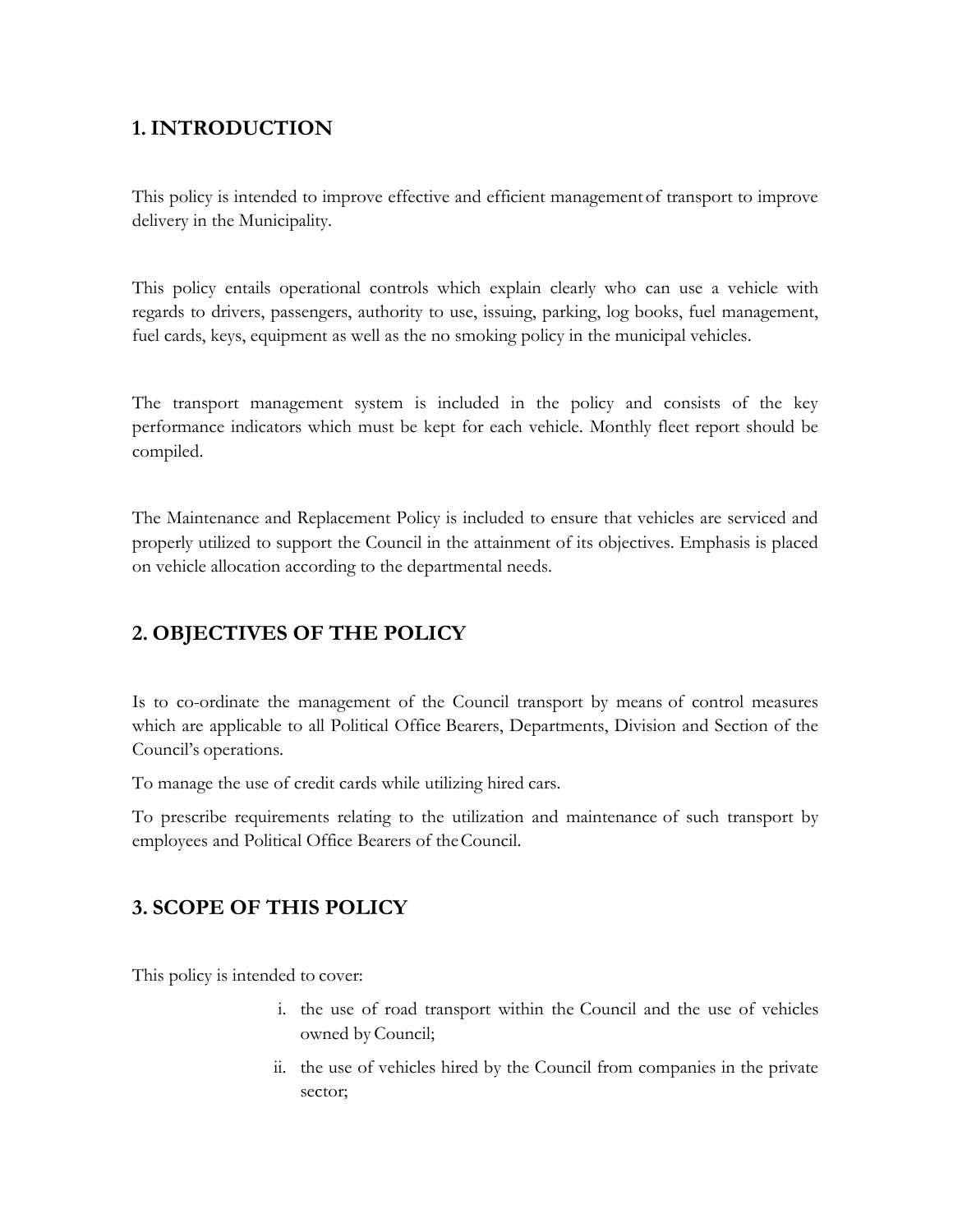## 1. INTRODUCTION

This policy is intended to improve effective and efficient management of transport to improve delivery in the Municipality.

This policy entails operational controls which explain clearly who can use a vehicle with regards to drivers, passengers, authority to use, issuing, parking, log books, fuel management, fuel cards, keys, equipment as well as the no smoking policy in the municipal vehicles.

The transport management system is included in the policy and consists of the key performance indicators which must be kept for each vehicle. Monthly fleet report should be compiled.

The Maintenance and Replacement Policy is included to ensure that vehicles are serviced and properly utilized to support the Council in the attainment of its objectives. Emphasis is placed on vehicle allocation according to the departmental needs.

## 2. OBJECTIVES OF THE POLICY

Is to co-ordinate the management of the Council transport by means of control measures which are applicable to all Political Office Bearers, Departments, Division and Section of the Council's operations.

To manage the use of credit cards while utilizing hired cars.

To prescribe requirements relating to the utilization and maintenance of such transport by employees and Political Office Bearers of the Council.

## 3. SCOPE OF THIS POLICY

This policy is intended to cover:

i. the use of road transport within the Council and the use of vehicles owned by Council;

ii. the use of vehicles hired by the Council from companies in the private sector;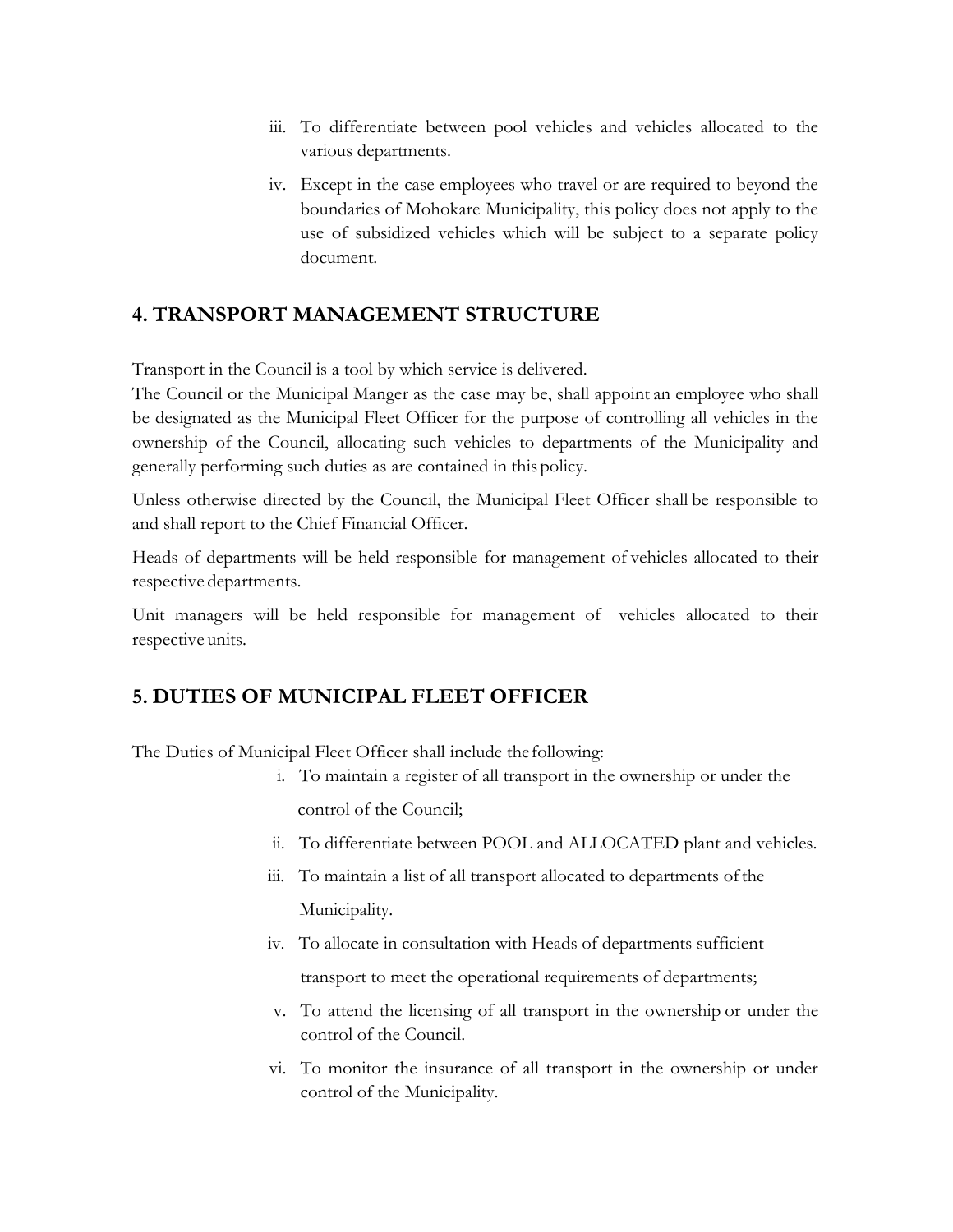iii. To differentiate between pool vehicles and vehicles allocated to the various departments.

iv. Except in the case employees who travel or are required to beyond the boundaries of Mohokare Municipality, this policy does not apply to the use of subsidized vehicles which will be subject to a separate policy document.

## 4. TRANSPORT MANAGEMENT STRUCTURE

Transport in the Council is a tool by which service is delivered.

The Council or the Municipal Manger as the case may be, shall appoint an employee who shall be designated as the Municipal Fleet Officer for the purpose of controlling all vehicles in the ownership of the Council, allocating such vehicles to departments of the Municipality and generally performing such duties as are contained in this policy.

Unless otherwise directed by the Council, the Municipal Fleet Officer shall be responsible to and shall report to the Chief Financial Officer.

Heads of departments will be held responsible for management of vehicles allocated to their respective departments.

Unit managers will be held responsible for management of vehicles allocated to their respective units.

## 5. DUTIES OF MUNICIPAL FLEET OFFICER

The Duties of Municipal Fleet Officer shall include the following:

i. To maintain a register of all transport in the ownership or under the control of the Council;

ii. To differentiate between POOL and ALLOCATED plant and vehicles.

iii. To maintain a list of all transport allocated to departments of the Municipality.

iv. To allocate in consultation with Heads of departments sufficient transport to meet the operational requirements of departments;

v. To attend the licensing of all transport in the ownership or under the control of the Council.

vi. To monitor the insurance of all transport in the ownership or under control of the Municipality.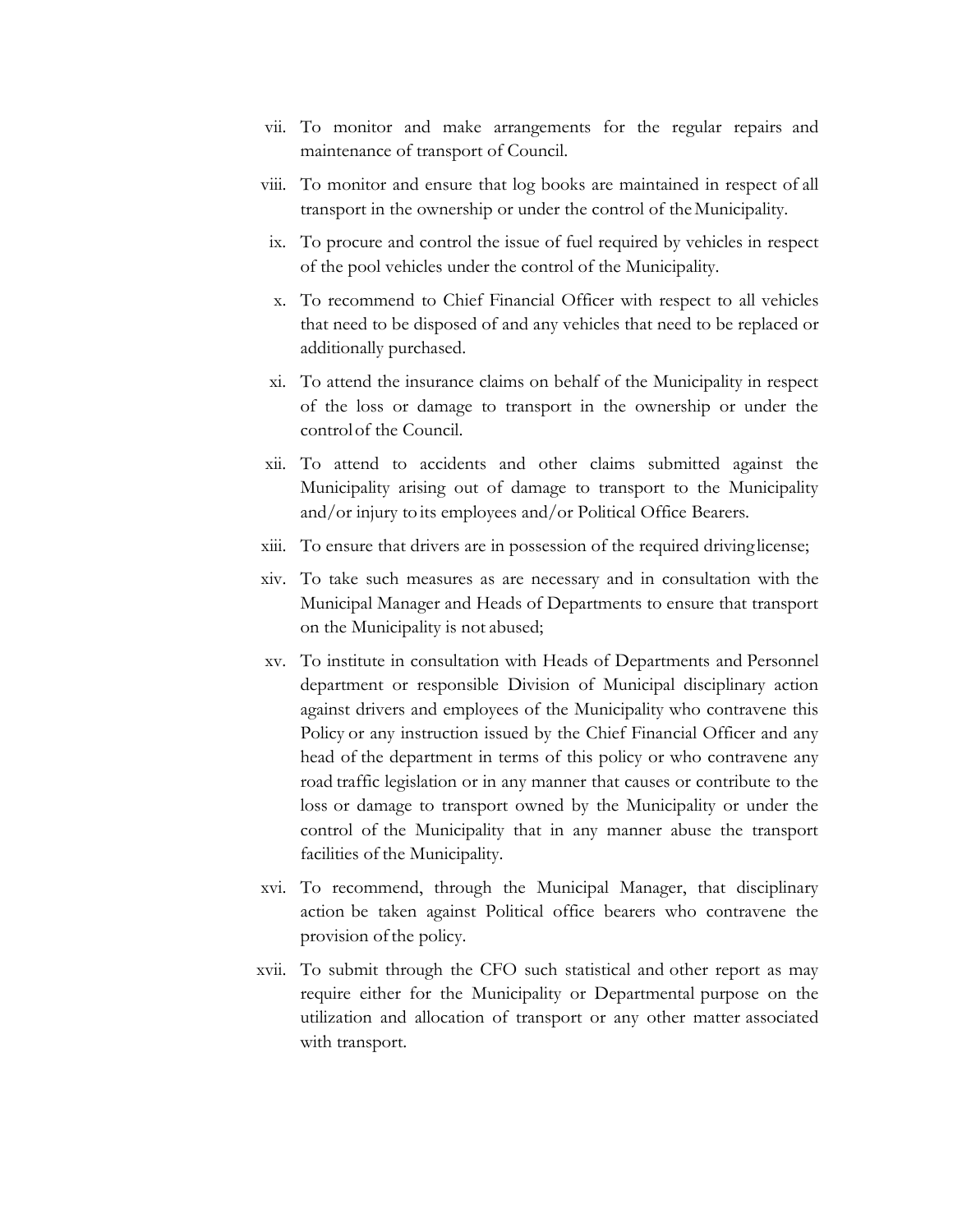vii. To monitor and make arrangements for the regular repairs and maintenance of transport of Council.

viii. To monitor and ensure that log books are maintained in respect of all transport in the ownership or under the control of the Municipality.

ix. To procure and control the issue of fuel required by vehicles in respect of the pool vehicles under the control of the Municipality.

x. To recommend to Chief Financial Officer with respect to all vehicles that need to be disposed of and any vehicles that need to be replaced or additionally purchased.

xi. To attend the insurance claims on behalf of the Municipality in respect of the loss or damage to transport in the ownership or under the control of the Council.

xii. To attend to accidents and other claims submitted against the Municipality arising out of damage to transport to the Municipality and/or injury to its employees and/or Political Office Bearers.

xiii. To ensure that drivers are in possession of the required driving license;

xiv. To take such measures as are necessary and in consultation with the Municipal Manager and Heads of Departments to ensure that transport on the Municipality is not abused;

xv. To institute in consultation with Heads of Departments and Personnel department or responsible Division of Municipal disciplinary action against drivers and employees of the Municipality who contravene this Policy or any instruction issued by the Chief Financial Officer and any head of the department in terms of this policy or who contravene any road traffic legislation or in any manner that causes or contribute to the loss or damage to transport owned by the Municipality or under the control of the Municipality that in any manner abuse the transport facilities of the Municipality.

xvi. To recommend, through the Municipal Manager, that disciplinary action be taken against Political office bearers who contravene the provision of the policy.

xvii. To submit through the CFO such statistical and other report as may require either for the Municipality or Departmental purpose on the utilization and allocation of transport or any other matter associated with transport.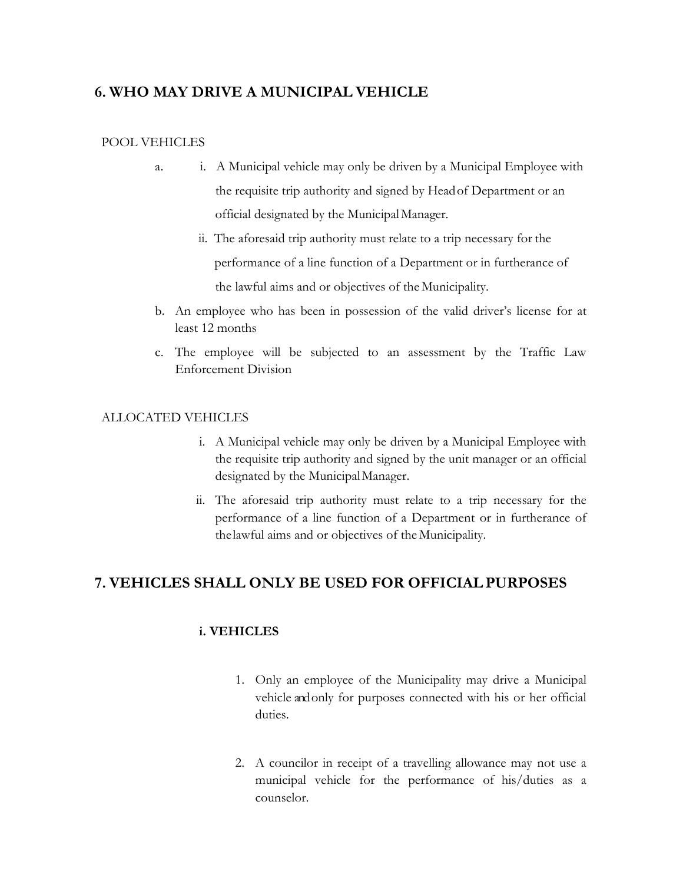## 6. WHO MAY DRIVE A MUNICIPAL VEHICLE

POOL VEHICLES

a. i. A Municipal vehicle may only be driven by a Municipal Employee with the requisite trip authority and signed by Head of Department or an official designated by the Municipal Manager.

   ii. The aforesaid trip authority must relate to a trip necessary for the performance of a line function of a Department or in furtherance of the lawful aims and or objectives of the Municipality.

b. An employee who has been in possession of the valid driver's license for at least 12 months

c. The employee will be subjected to an assessment by the Traffic Law Enforcement Division

ALLOCATED VEHICLES

i. A Municipal vehicle may only be driven by a Municipal Employee with the requisite trip authority and signed by the unit manager or an official designated by the Municipal Manager.

ii. The aforesaid trip authority must relate to a trip necessary for the performance of a line function of a Department or in furtherance of the lawful aims and or objectives of the Municipality.

## 7. VEHICLES SHALL ONLY BE USED FOR OFFICIAL PURPOSES

### i. VEHICLES

1. Only an employee of the Municipality may drive a Municipal vehicle and only for purposes connected with his or her official duties.

2. A councilor in receipt of a travelling allowance may not use a municipal vehicle for the performance of his/duties as a counselor.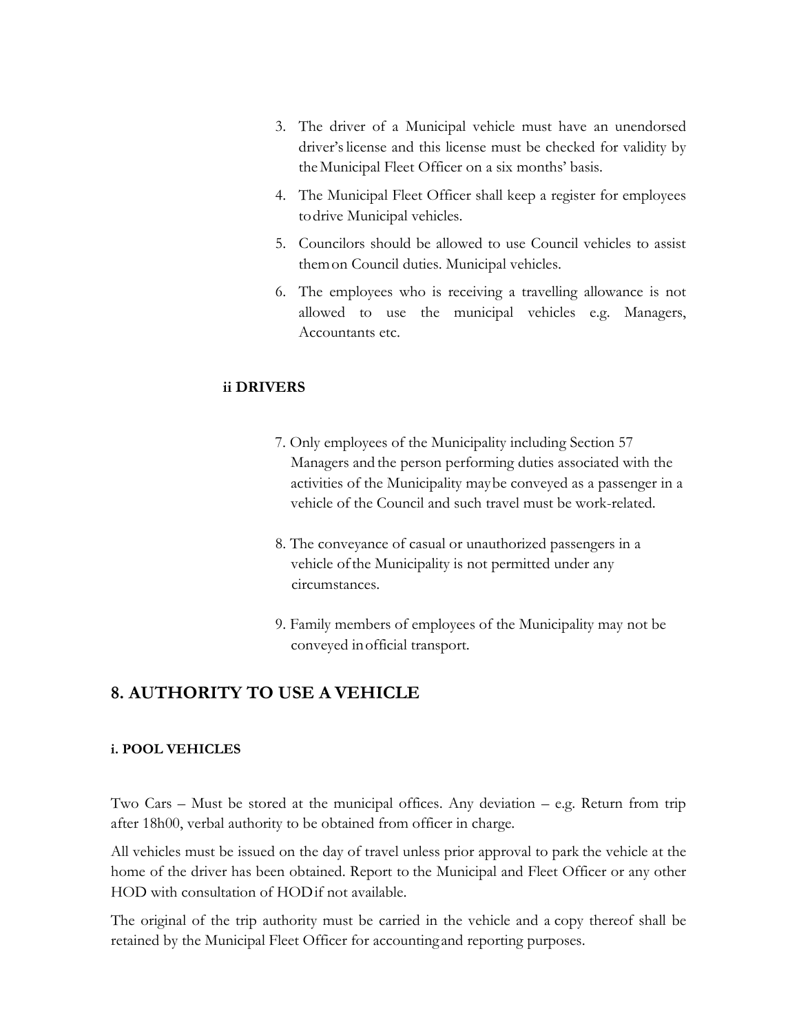3. The driver of a Municipal vehicle must have an unendorsed driver's license and this license must be checked for validity by the Municipal Fleet Officer on a six months' basis.
4. The Municipal Fleet Officer shall keep a register for employees to drive Municipal vehicles.
5. Councilors should be allowed to use Council vehicles to assist them on Council duties. Municipal vehicles.
6. The employees who is receiving a travelling allowance is not allowed to use the municipal vehicles e.g. Managers, Accountants etc.

**ii DRIVERS**

7. Only employees of the Municipality including Section 57 Managers and the person performing duties associated with the activities of the Municipality may be conveyed as a passenger in a vehicle of the Council and such travel must be work-related.
8. The conveyance of casual or unauthorized passengers in a vehicle of the Municipality is not permitted under any circumstances.
9. Family members of employees of the Municipality may not be conveyed in official transport.

## 8. AUTHORITY TO USE A VEHICLE

**i. POOL VEHICLES**

Two Cars – Must be stored at the municipal offices. Any deviation – e.g. Return from trip after 18h00, verbal authority to be obtained from officer in charge.

All vehicles must be issued on the day of travel unless prior approval to park the vehicle at the home of the driver has been obtained. Report to the Municipal and Fleet Officer or any other HOD with consultation of HOD if not available.

The original of the trip authority must be carried in the vehicle and a copy thereof shall be retained by the Municipal Fleet Officer for accounting and reporting purposes.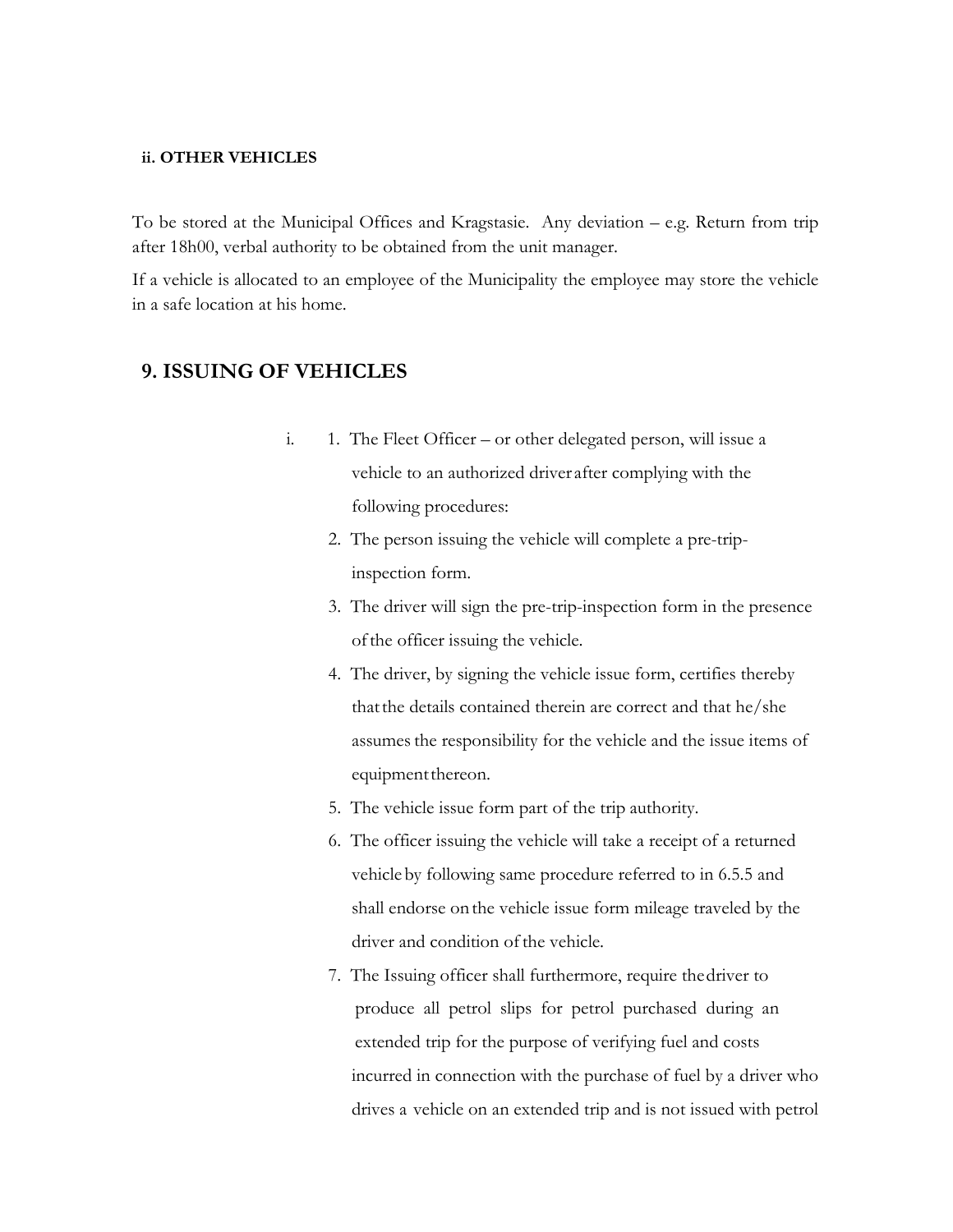**ii. OTHER VEHICLES**

To be stored at the Municipal Offices and Kragstasie. Any deviation – e.g. Return from trip after 18h00, verbal authority to be obtained from the unit manager.

If a vehicle is allocated to an employee of the Municipality the employee may store the vehicle in a safe location at his home.

## 9. ISSUING OF VEHICLES

i.

1. The Fleet Officer – or other delegated person, will issue a vehicle to an authorized driver after complying with the following procedures:
2. The person issuing the vehicle will complete a pre-trip-inspection form.
3. The driver will sign the pre-trip-inspection form in the presence of the officer issuing the vehicle.
4. The driver, by signing the vehicle issue form, certifies thereby that the details contained therein are correct and that he/she assumes the responsibility for the vehicle and the issue items of equipment thereon.
5. The vehicle issue form part of the trip authority.
6. The officer issuing the vehicle will take a receipt of a returned vehicle by following same procedure referred to in 6.5.5 and shall endorse on the vehicle issue form mileage traveled by the driver and condition of the vehicle.
7. The Issuing officer shall furthermore, require the driver to produce all petrol slips for petrol purchased during an extended trip for the purpose of verifying fuel and costs incurred in connection with the purchase of fuel by a driver who drives a vehicle on an extended trip and is not issued with petrol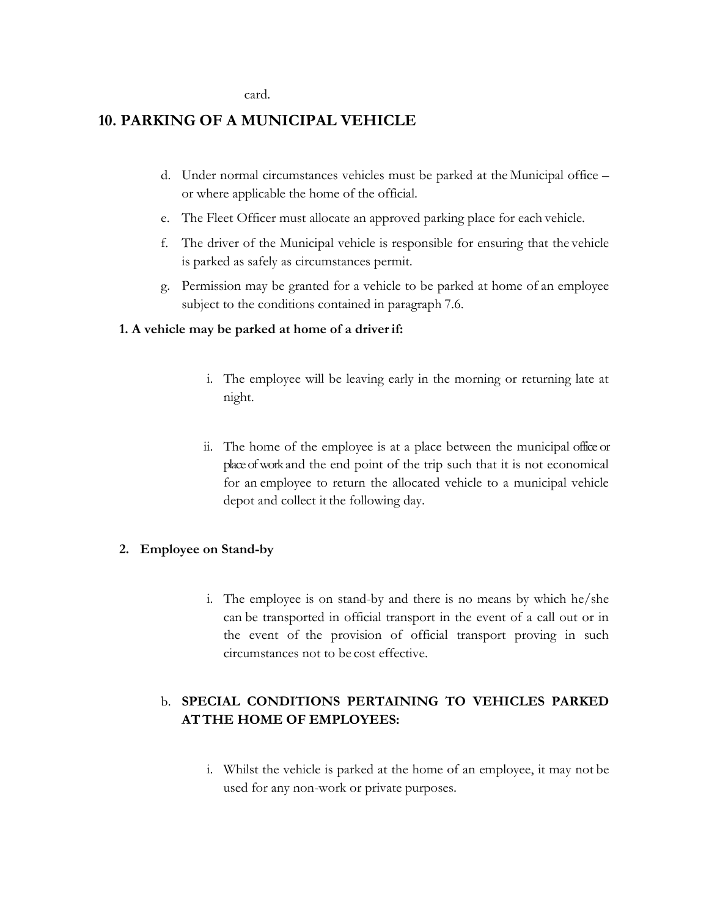card.

## 10. PARKING OF A MUNICIPAL VEHICLE

d. Under normal circumstances vehicles must be parked at the Municipal office – or where applicable the home of the official.

e. The Fleet Officer must allocate an approved parking place for each vehicle.

f. The driver of the Municipal vehicle is responsible for ensuring that the vehicle is parked as safely as circumstances permit.

g. Permission may be granted for a vehicle to be parked at home of an employee subject to the conditions contained in paragraph 7.6.

**1. A vehicle may be parked at home of a driver if:**

i. The employee will be leaving early in the morning or returning late at night.

ii. The home of the employee is at a place between the municipal office or place of work and the end point of the trip such that it is not economical for an employee to return the allocated vehicle to a municipal vehicle depot and collect it the following day.

**2. Employee on Stand-by**

i. The employee is on stand-by and there is no means by which he/she can be transported in official transport in the event of a call out or in the event of the provision of official transport proving in such circumstances not to be cost effective.

b. **SPECIAL CONDITIONS PERTAINING TO VEHICLES PARKED AT THE HOME OF EMPLOYEES:**

i. Whilst the vehicle is parked at the home of an employee, it may not be used for any non-work or private purposes.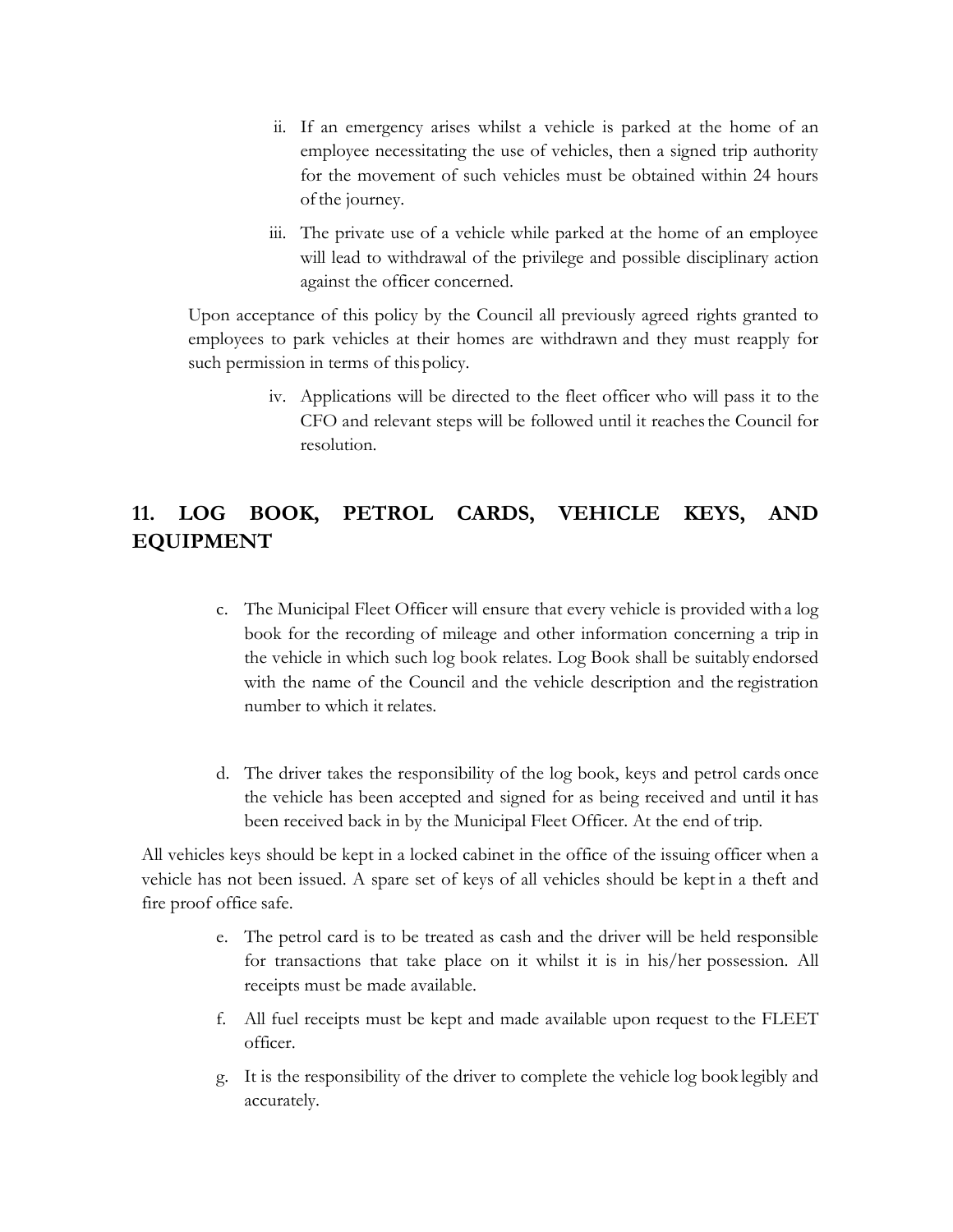ii. If an emergency arises whilst a vehicle is parked at the home of an employee necessitating the use of vehicles, then a signed trip authority for the movement of such vehicles must be obtained within 24 hours of the journey.

iii. The private use of a vehicle while parked at the home of an employee will lead to withdrawal of the privilege and possible disciplinary action against the officer concerned.

Upon acceptance of this policy by the Council all previously agreed rights granted to employees to park vehicles at their homes are withdrawn and they must reapply for such permission in terms of this policy.

iv. Applications will be directed to the fleet officer who will pass it to the CFO and relevant steps will be followed until it reaches the Council for resolution.

## 11. LOG BOOK, PETROL CARDS, VEHICLE KEYS, AND EQUIPMENT

c. The Municipal Fleet Officer will ensure that every vehicle is provided with a log book for the recording of mileage and other information concerning a trip in the vehicle in which such log book relates. Log Book shall be suitably endorsed with the name of the Council and the vehicle description and the registration number to which it relates.

d. The driver takes the responsibility of the log book, keys and petrol cards once the vehicle has been accepted and signed for as being received and until it has been received back in by the Municipal Fleet Officer. At the end of trip.

All vehicles keys should be kept in a locked cabinet in the office of the issuing officer when a vehicle has not been issued. A spare set of keys of all vehicles should be kept in a theft and fire proof office safe.

e. The petrol card is to be treated as cash and the driver will be held responsible for transactions that take place on it whilst it is in his/her possession. All receipts must be made available.

f. All fuel receipts must be kept and made available upon request to the FLEET officer.

g. It is the responsibility of the driver to complete the vehicle log book legibly and accurately.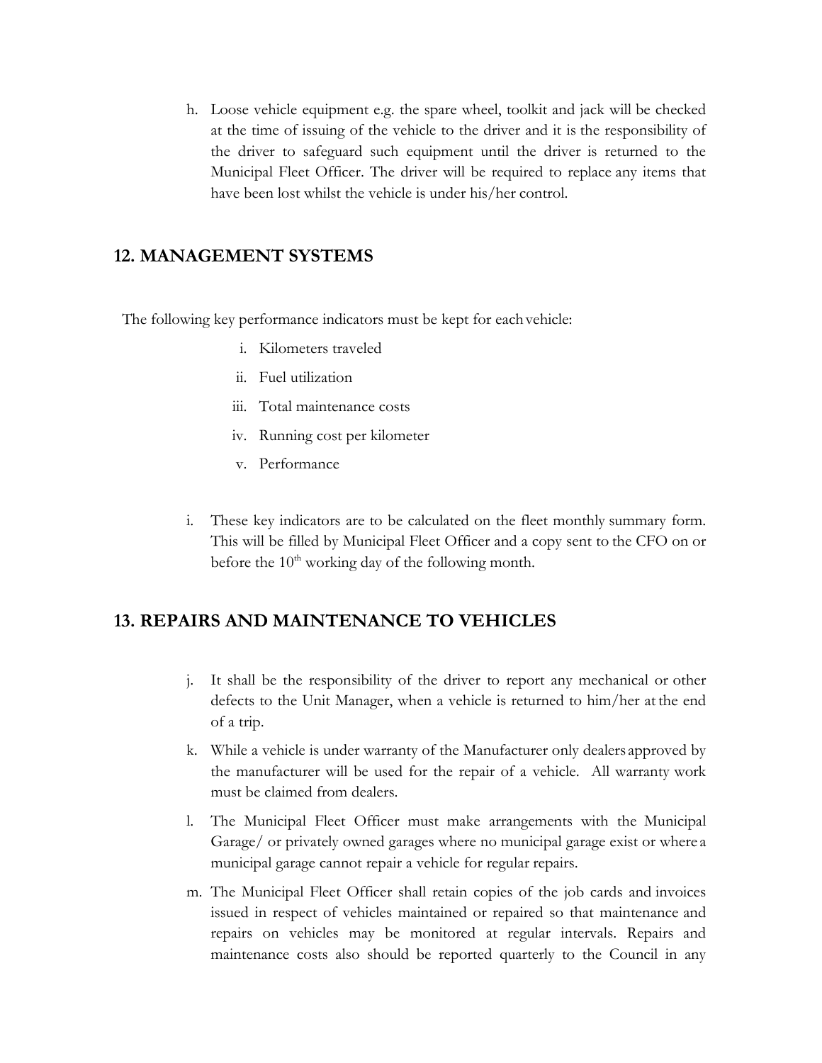h. Loose vehicle equipment e.g. the spare wheel, toolkit and jack will be checked at the time of issuing of the vehicle to the driver and it is the responsibility of the driver to safeguard such equipment until the driver is returned to the Municipal Fleet Officer. The driver will be required to replace any items that have been lost whilst the vehicle is under his/her control.

## 12. MANAGEMENT SYSTEMS

The following key performance indicators must be kept for each vehicle:

i. Kilometers traveled
ii. Fuel utilization
iii. Total maintenance costs
iv. Running cost per kilometer
v. Performance

i. These key indicators are to be calculated on the fleet monthly summary form. This will be filled by Municipal Fleet Officer and a copy sent to the CFO on or before the 10th working day of the following month.

## 13. REPAIRS AND MAINTENANCE TO VEHICLES

j. It shall be the responsibility of the driver to report any mechanical or other defects to the Unit Manager, when a vehicle is returned to him/her at the end of a trip.

k. While a vehicle is under warranty of the Manufacturer only dealers approved by the manufacturer will be used for the repair of a vehicle. All warranty work must be claimed from dealers.

l. The Municipal Fleet Officer must make arrangements with the Municipal Garage/ or privately owned garages where no municipal garage exist or where a municipal garage cannot repair a vehicle for regular repairs.

m. The Municipal Fleet Officer shall retain copies of the job cards and invoices issued in respect of vehicles maintained or repaired so that maintenance and repairs on vehicles may be monitored at regular intervals. Repairs and maintenance costs also should be reported quarterly to the Council in any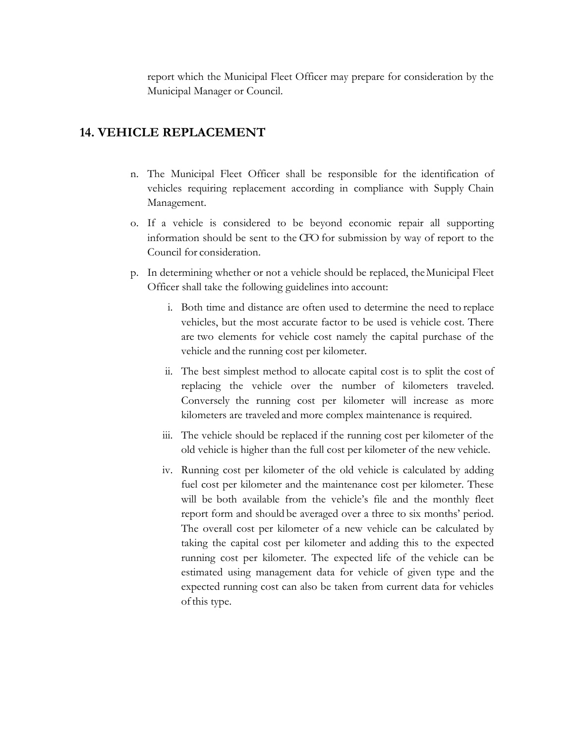report which the Municipal Fleet Officer may prepare for consideration by the Municipal Manager or Council.

## 14. VEHICLE REPLACEMENT

n. The Municipal Fleet Officer shall be responsible for the identification of vehicles requiring replacement according in compliance with Supply Chain Management.

o. If a vehicle is considered to be beyond economic repair all supporting information should be sent to the CFO for submission by way of report to the Council for consideration.

p. In determining whether or not a vehicle should be replaced, the Municipal Fleet Officer shall take the following guidelines into account:

   i. Both time and distance are often used to determine the need to replace vehicles, but the most accurate factor to be used is vehicle cost. There are two elements for vehicle cost namely the capital purchase of the vehicle and the running cost per kilometer.

   ii. The best simplest method to allocate capital cost is to split the cost of replacing the vehicle over the number of kilometers traveled. Conversely the running cost per kilometer will increase as more kilometers are traveled and more complex maintenance is required.

   iii. The vehicle should be replaced if the running cost per kilometer of the old vehicle is higher than the full cost per kilometer of the new vehicle.

   iv. Running cost per kilometer of the old vehicle is calculated by adding fuel cost per kilometer and the maintenance cost per kilometer. These will be both available from the vehicle's file and the monthly fleet report form and should be averaged over a three to six months' period. The overall cost per kilometer of a new vehicle can be calculated by taking the capital cost per kilometer and adding this to the expected running cost per kilometer. The expected life of the vehicle can be estimated using management data for vehicle of given type and the expected running cost can also be taken from current data for vehicles of this type.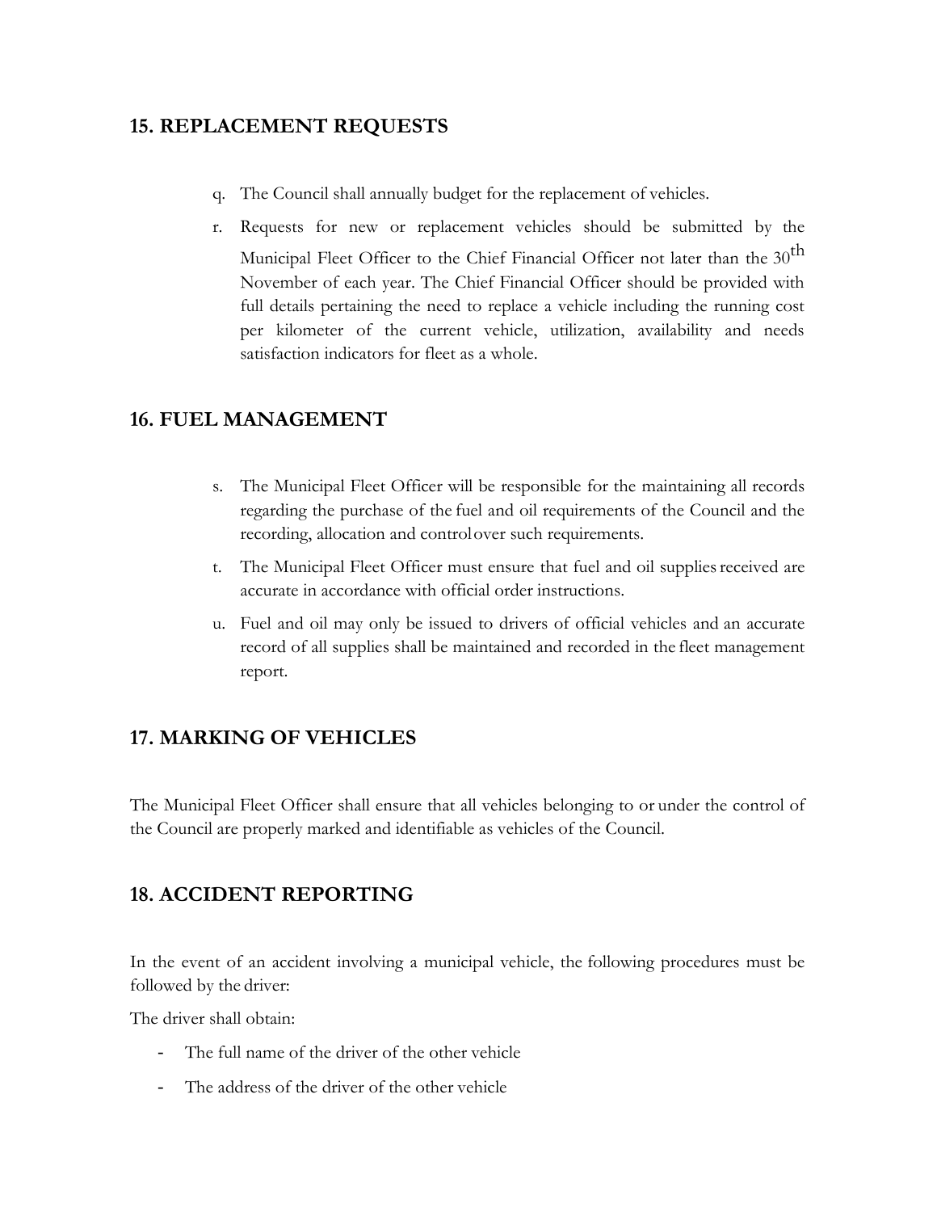## 15. REPLACEMENT REQUESTS

q. The Council shall annually budget for the replacement of vehicles.

r. Requests for new or replacement vehicles should be submitted by the Municipal Fleet Officer to the Chief Financial Officer not later than the 30th November of each year. The Chief Financial Officer should be provided with full details pertaining the need to replace a vehicle including the running cost per kilometer of the current vehicle, utilization, availability and needs satisfaction indicators for fleet as a whole.

## 16. FUEL MANAGEMENT

s. The Municipal Fleet Officer will be responsible for the maintaining all records regarding the purchase of the fuel and oil requirements of the Council and the recording, allocation and control over such requirements.

t. The Municipal Fleet Officer must ensure that fuel and oil supplies received are accurate in accordance with official order instructions.

u. Fuel and oil may only be issued to drivers of official vehicles and an accurate record of all supplies shall be maintained and recorded in the fleet management report.

## 17. MARKING OF VEHICLES

The Municipal Fleet Officer shall ensure that all vehicles belonging to or under the control of the Council are properly marked and identifiable as vehicles of the Council.

## 18. ACCIDENT REPORTING

In the event of an accident involving a municipal vehicle, the following procedures must be followed by the driver:

The driver shall obtain:

- The full name of the driver of the other vehicle
- The address of the driver of the other vehicle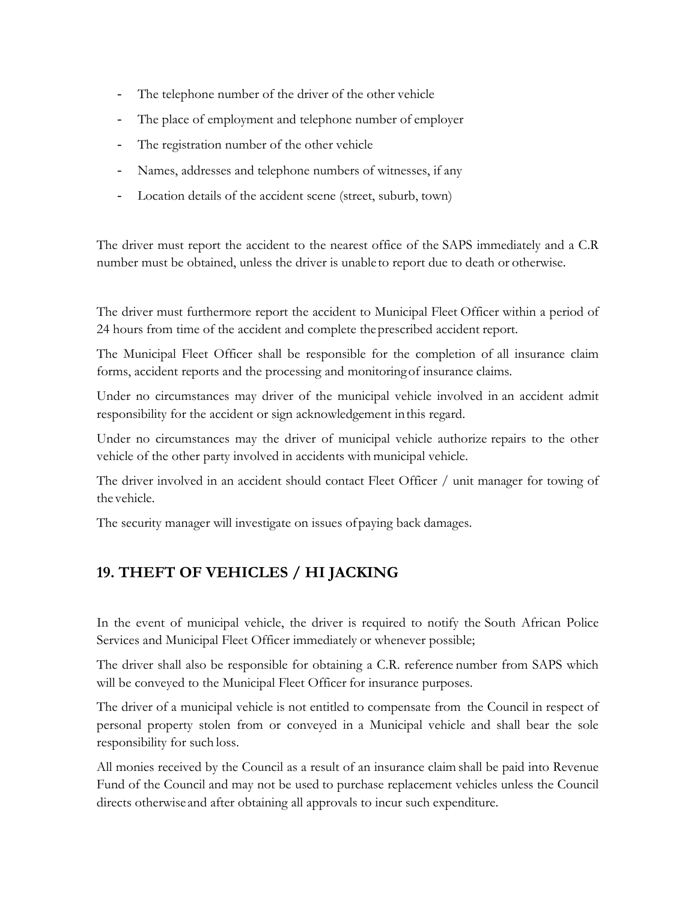- The telephone number of the driver of the other vehicle
- The place of employment and telephone number of employer
- The registration number of the other vehicle
- Names, addresses and telephone numbers of witnesses, if any
- Location details of the accident scene (street, suburb, town)

The driver must report the accident to the nearest office of the SAPS immediately and a C.R number must be obtained, unless the driver is unable to report due to death or otherwise.

The driver must furthermore report the accident to Municipal Fleet Officer within a period of 24 hours from time of the accident and complete the prescribed accident report.

The Municipal Fleet Officer shall be responsible for the completion of all insurance claim forms, accident reports and the processing and monitoring of insurance claims.

Under no circumstances may driver of the municipal vehicle involved in an accident admit responsibility for the accident or sign acknowledgement in this regard.

Under no circumstances may the driver of municipal vehicle authorize repairs to the other vehicle of the other party involved in accidents with municipal vehicle.

The driver involved in an accident should contact Fleet Officer / unit manager for towing of the vehicle.

The security manager will investigate on issues of paying back damages.

## 19. THEFT OF VEHICLES / HI JACKING

In the event of municipal vehicle, the driver is required to notify the South African Police Services and Municipal Fleet Officer immediately or whenever possible;

The driver shall also be responsible for obtaining a C.R. reference number from SAPS which will be conveyed to the Municipal Fleet Officer for insurance purposes.

The driver of a municipal vehicle is not entitled to compensate from the Council in respect of personal property stolen from or conveyed in a Municipal vehicle and shall bear the sole responsibility for such loss.

All monies received by the Council as a result of an insurance claim shall be paid into Revenue Fund of the Council and may not be used to purchase replacement vehicles unless the Council directs otherwise and after obtaining all approvals to incur such expenditure.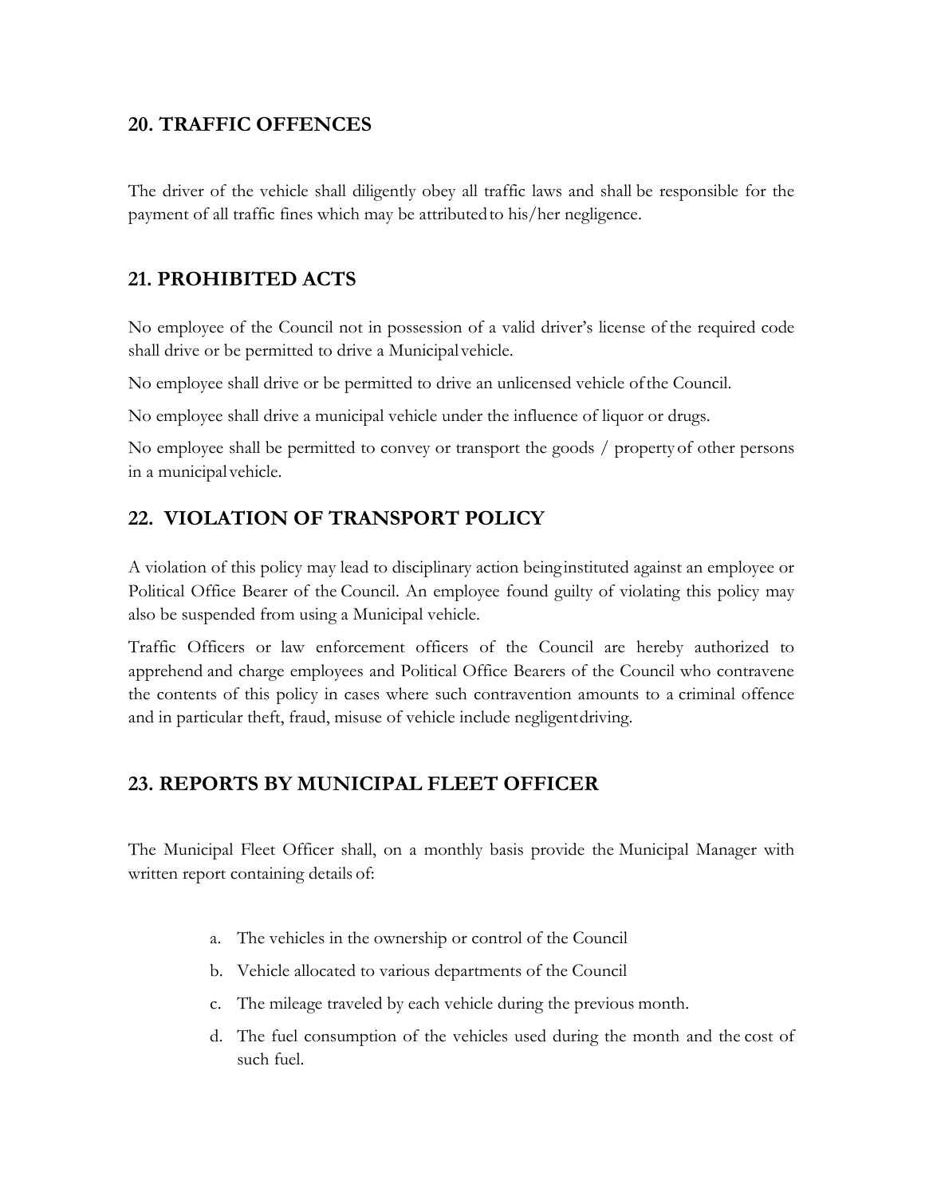## 20. TRAFFIC OFFENCES

The driver of the vehicle shall diligently obey all traffic laws and shall be responsible for the payment of all traffic fines which may be attributed to his/her negligence.

## 21. PROHIBITED ACTS

No employee of the Council not in possession of a valid driver's license of the required code shall drive or be permitted to drive a Municipal vehicle.

No employee shall drive or be permitted to drive an unlicensed vehicle of the Council.

No employee shall drive a municipal vehicle under the influence of liquor or drugs.

No employee shall be permitted to convey or transport the goods / property of other persons in a municipal vehicle.

## 22. VIOLATION OF TRANSPORT POLICY

A violation of this policy may lead to disciplinary action being instituted against an employee or Political Office Bearer of the Council. An employee found guilty of violating this policy may also be suspended from using a Municipal vehicle.

Traffic Officers or law enforcement officers of the Council are hereby authorized to apprehend and charge employees and Political Office Bearers of the Council who contravene the contents of this policy in cases where such contravention amounts to a criminal offence and in particular theft, fraud, misuse of vehicle include negligent driving.

## 23. REPORTS BY MUNICIPAL FLEET OFFICER

The Municipal Fleet Officer shall, on a monthly basis provide the Municipal Manager with written report containing details of:

a. The vehicles in the ownership or control of the Council
b. Vehicle allocated to various departments of the Council
c. The mileage traveled by each vehicle during the previous month.
d. The fuel consumption of the vehicles used during the month and the cost of such fuel.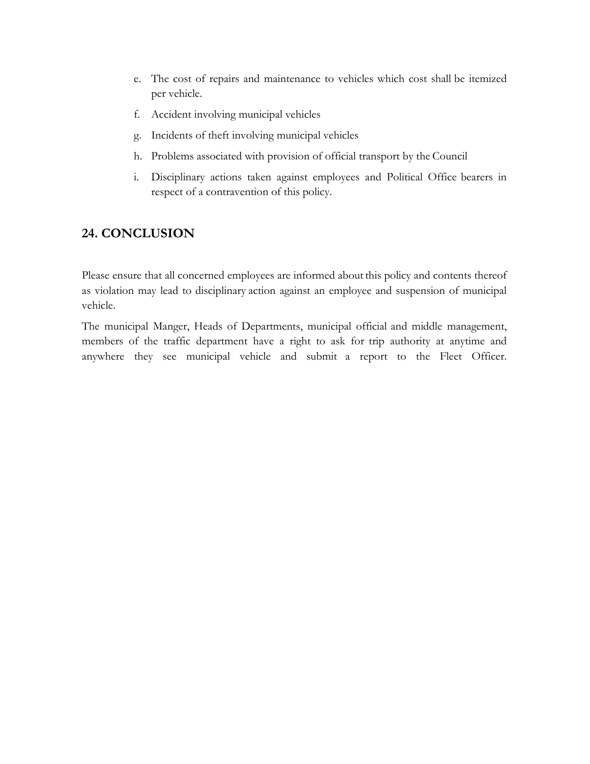e. The cost of repairs and maintenance to vehicles which cost shall be itemized per vehicle.
f. Accident involving municipal vehicles
g. Incidents of theft involving municipal vehicles
h. Problems associated with provision of official transport by the Council
i. Disciplinary actions taken against employees and Political Office bearers in respect of a contravention of this policy.

## 24. CONCLUSION

Please ensure that all concerned employees are informed about this policy and contents thereof as violation may lead to disciplinary action against an employee and suspension of municipal vehicle.

The municipal Manger, Heads of Departments, municipal official and middle management, members of the traffic department have a right to ask for trip authority at anytime and anywhere they see municipal vehicle and submit a report to the Fleet Officer.